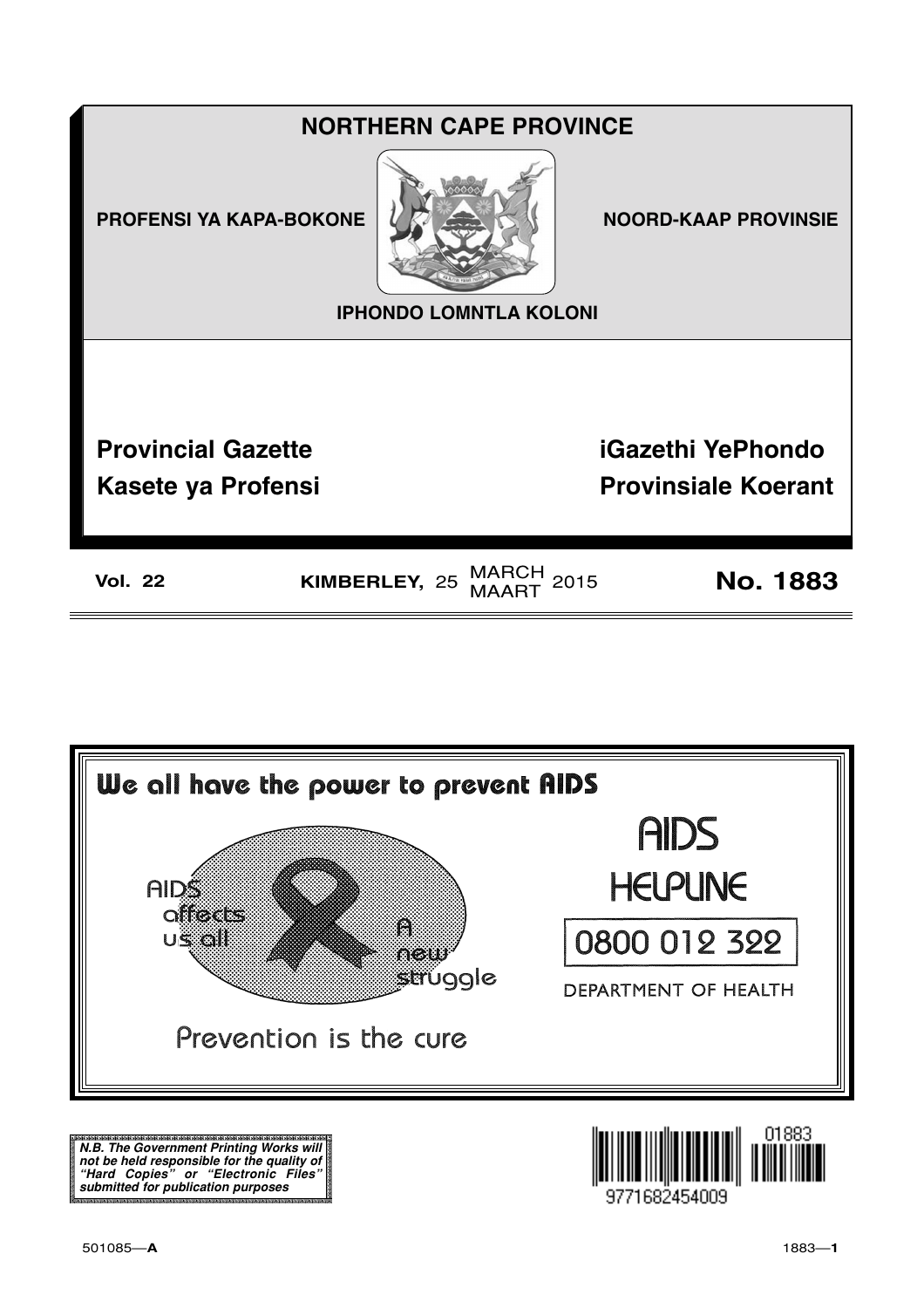# NORTHERN CAPE PROVINCE

**PROFENSI YA KAPA-BOKONE** | **NOORD-KAAP PROVINSIE**

**IPHONDO LOMNTLA KOLONI**

## Provincial Gazette | iGazethi YePhondo

## Kasete ya Profensi | Provinsiale Koerant

**Vol. 22** | **KIMBERLEY,** 25 MARCH / MAART 2015 | **No. 1883**

---

**We all have the power to prevent AIDS**

AIDS affects us all

A new struggle

Prevention is the cure

AIDS HELPLINE

0800 012 322

DEPARTMENT OF HEALTH

---

***N.B. The Government Printing Works will not be held responsible for the quality of "Hard Copies" or "Electronic Files" submitted for publication purposes***

9771682454009 01883

501085—**A**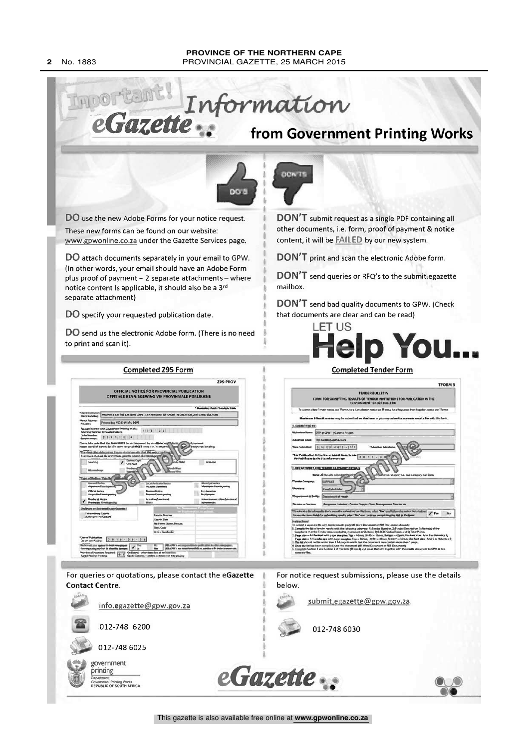# Important! eGazette Information from Government Printing Works

**DO** use the new Adobe Forms for your notice request. These new forms can be found on our website: www.gpwonline.co.za under the Gazette Services page.

**DO** attach documents separately in your email to GPW. (In other words, your email should have an Adobe Form plus proof of payment – 2 separate attachments – where notice content is applicable, it should also be a 3rd separate attachment)

**DO** specify your requested publication date.

**DO** send us the electronic Adobe form. (There is no need to print and scan it).

**DON'T** submit request as a single PDF containing all other documents, i.e. form, proof of payment & notice content, it will be **FAILED** by our new system.

**DON'T** print and scan the electronic Adobe form.

**DON'T** send queries or RFQ's to the submit.egazette mailbox.

**DON'T** send bad quality documents to GPW. (Check that documents are clear and can be read)

## LET US Help You...

**Completed Z95 Form**

**Completed Tender Form**

For queries or quotations, please contact the **eGazette Contact Centre**.

- info.egazette@gpw.gov.za
- 012-748 6200
- 012-748 6025

For notice request submissions, please use the details below.

- submit.egazette@gpw.gov.za
- 012-748 6030

government printing
Department: Government Printing Works
REPUBLIC OF SOUTH AFRICA

eGazette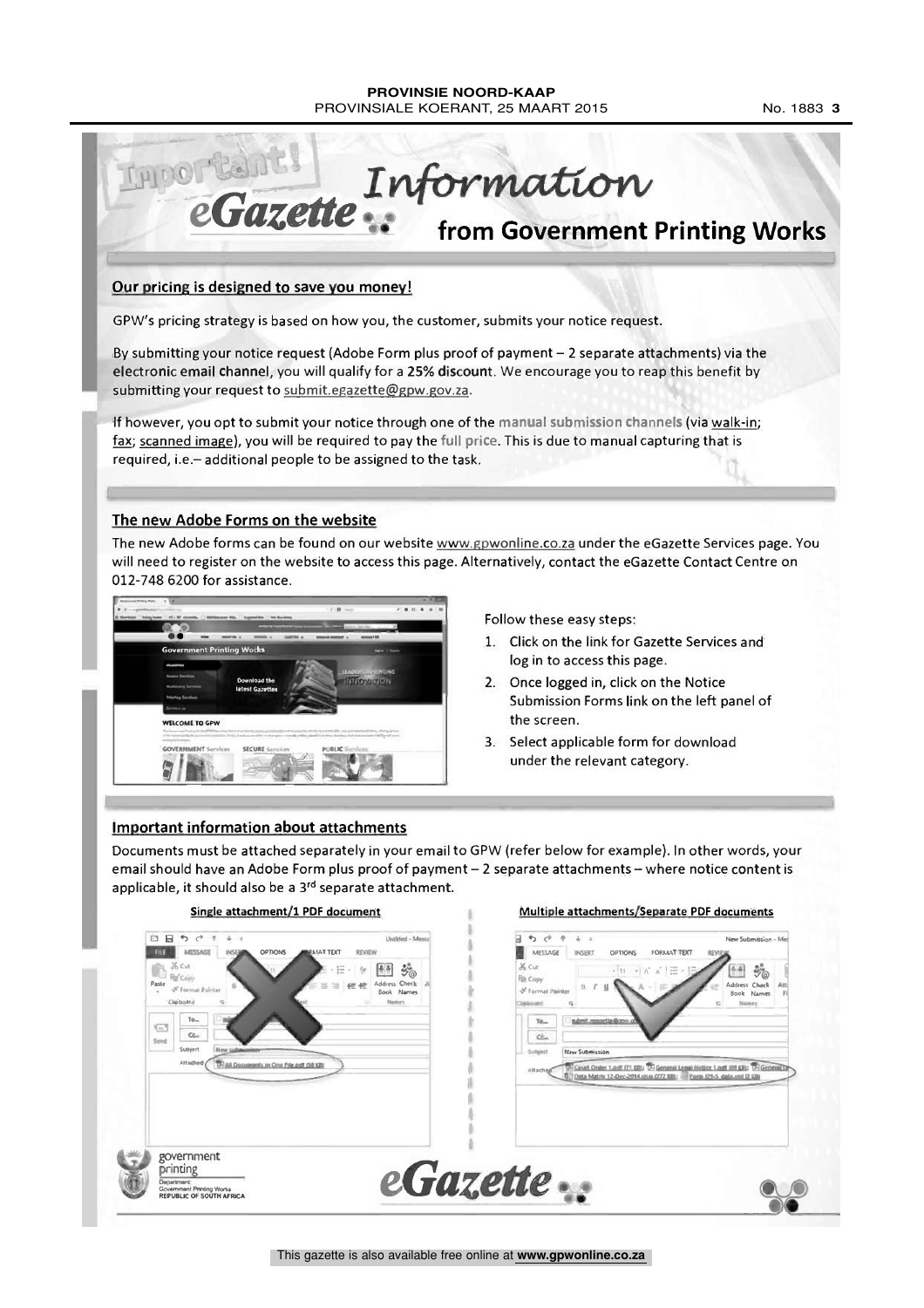# Important! eGazette Information from Government Printing Works

## Our pricing is designed to save you money!

GPW's pricing strategy is based on how you, the customer, submits your notice request.

By submitting your notice request (Adobe Form plus proof of payment – 2 separate attachments) via the electronic email channel, you will qualify for a **25% discount**. We encourage you to reap this benefit by submitting your request to submit.egazette@gpw.gov.za.

If however, you opt to submit your notice through one of the manual submission channels (via walk-in; fax; scanned image), you will be required to pay the full price. This is due to manual capturing that is required, i.e.– additional people to be assigned to the task.

## The new Adobe Forms on the website

The new Adobe forms can be found on our website www.gpwonline.co.za under the eGazette Services page. You will need to register on the website to access this page. Alternatively, contact the eGazette Contact Centre on 012-748 6200 for assistance.

Follow these easy steps:

1. Click on the link for Gazette Services and log in to access this page.
2. Once logged in, click on the Notice Submission Forms link on the left panel of the screen.
3. Select applicable form for download under the relevant category.

## Important information about attachments

Documents must be attached separately in your email to GPW (refer below for example). In other words, your email should have an Adobe Form plus proof of payment – 2 separate attachments – where notice content is applicable, it should also be a 3rd separate attachment.

**Single attachment/1 PDF document**

**Multiple attachments/Separate PDF documents**

government printing
Department: Government Printing Works
REPUBLIC OF SOUTH AFRICA

eGazette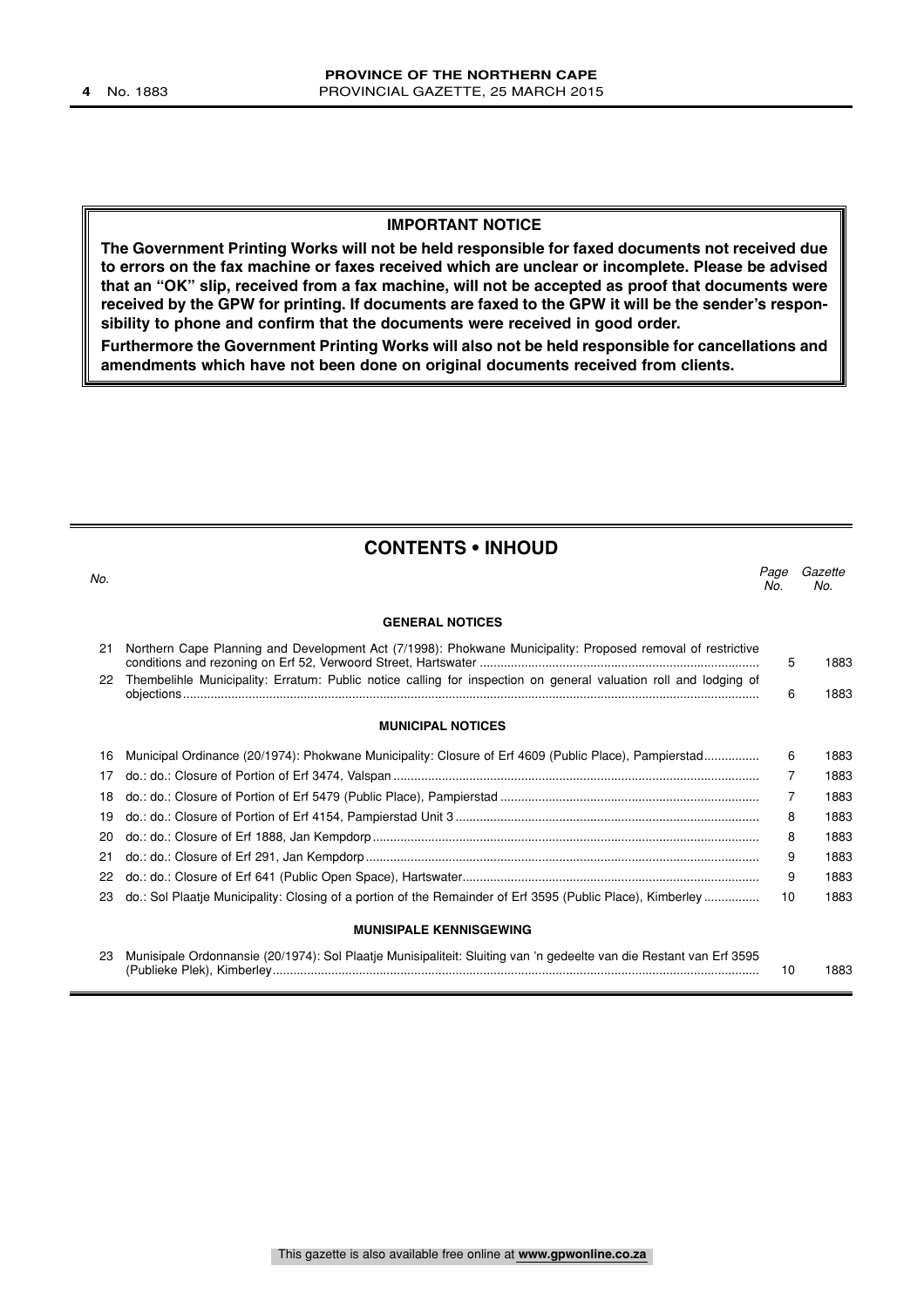## IMPORTANT NOTICE

**The Government Printing Works will not be held responsible for faxed documents not received due to errors on the fax machine or faxes received which are unclear or incomplete. Please be advised that an "OK" slip, received from a fax machine, will not be accepted as proof that documents were received by the GPW for printing. If documents are faxed to the GPW it will be the sender's responsibility to phone and confirm that the documents were received in good order.**

**Furthermore the Government Printing Works will also not be held responsible for cancellations and amendments which have not been done on original documents received from clients.**

## CONTENTS • INHOUD

| *No.* | | *Page No.* | *Gazette No.* |
|---|---|---|---|
| | **GENERAL NOTICES** | | |
| 21 | Northern Cape Planning and Development Act (7/1998): Phokwane Municipality: Proposed removal of restrictive conditions and rezoning on Erf 52, Verwoord Street, Hartswater | 5 | 1883 |
| 22 | Thembelihle Municipality: Erratum: Public notice calling for inspection on general valuation roll and lodging of objections | 6 | 1883 |
| | **MUNICIPAL NOTICES** | | |
| 16 | Municipal Ordinance (20/1974): Phokwane Municipality: Closure of Erf 4609 (Public Place), Pampierstad | 6 | 1883 |
| 17 | do.: do.: Closure of Portion of Erf 3474, Valspan | 7 | 1883 |
| 18 | do.: do.: Closure of Portion of Erf 5479 (Public Place), Pampierstad | 7 | 1883 |
| 19 | do.: do.: Closure of Portion of Erf 4154, Pampierstad Unit 3 | 8 | 1883 |
| 20 | do.: do.: Closure of Erf 1888, Jan Kempdorp | 8 | 1883 |
| 21 | do.: do.: Closure of Erf 291, Jan Kempdorp | 9 | 1883 |
| 22 | do.: do.: Closure of Erf 641 (Public Open Space), Hartswater | 9 | 1883 |
| 23 | do.: Sol Plaatje Municipality: Closing of a portion of the Remainder of Erf 3595 (Public Place), Kimberley | 10 | 1883 |
| | **MUNISIPALE KENNISGEWING** | | |
| 23 | Munisipale Ordonnansie (20/1974): Sol Plaatje Munisipaliteit: Sluiting van 'n gedeelte van die Restant van Erf 3595 (Publieke Plek), Kimberley | 10 | 1883 |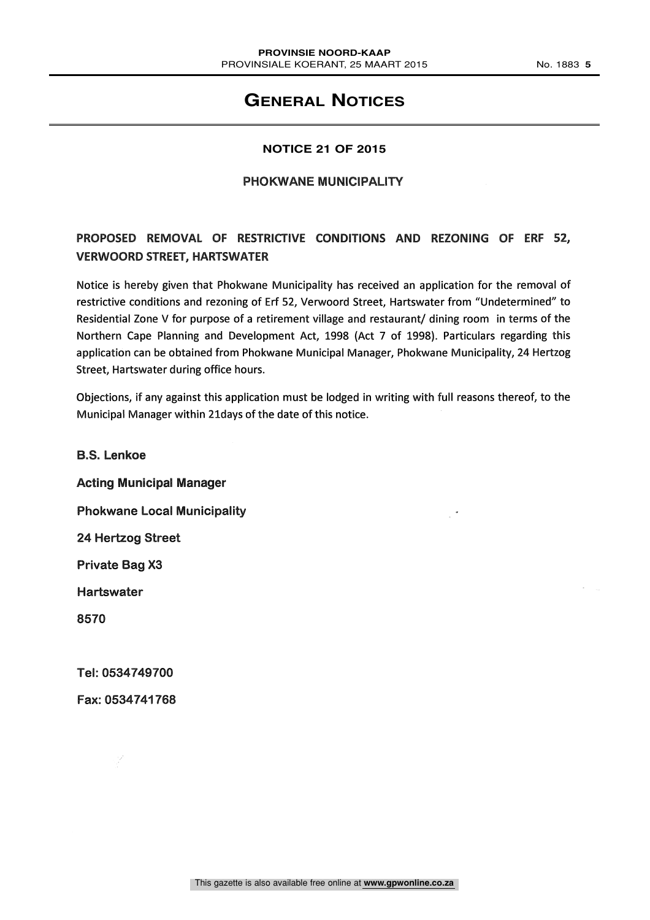# GENERAL NOTICES

**NOTICE 21 OF 2015**

**PHOKWANE MUNICIPALITY**

## PROPOSED REMOVAL OF RESTRICTIVE CONDITIONS AND REZONING OF ERF 52, VERWOORD STREET, HARTSWATER

Notice is hereby given that Phokwane Municipality has received an application for the removal of restrictive conditions and rezoning of Erf 52, Verwoord Street, Hartswater from "Undetermined" to Residential Zone V for purpose of a retirement village and restaurant/ dining room in terms of the Northern Cape Planning and Development Act, 1998 (Act 7 of 1998). Particulars regarding this application can be obtained from Phokwane Municipal Manager, Phokwane Municipality, 24 Hertzog Street, Hartswater during office hours.

Objections, if any against this application must be lodged in writing with full reasons thereof, to the Municipal Manager within 21days of the date of this notice.

**B.S. Lenkoe**

**Acting Municipal Manager**

**Phokwane Local Municipality**

**24 Hertzog Street**

**Private Bag X3**

**Hartswater**

**8570**

**Tel: 0534749700**

**Fax: 0534741768**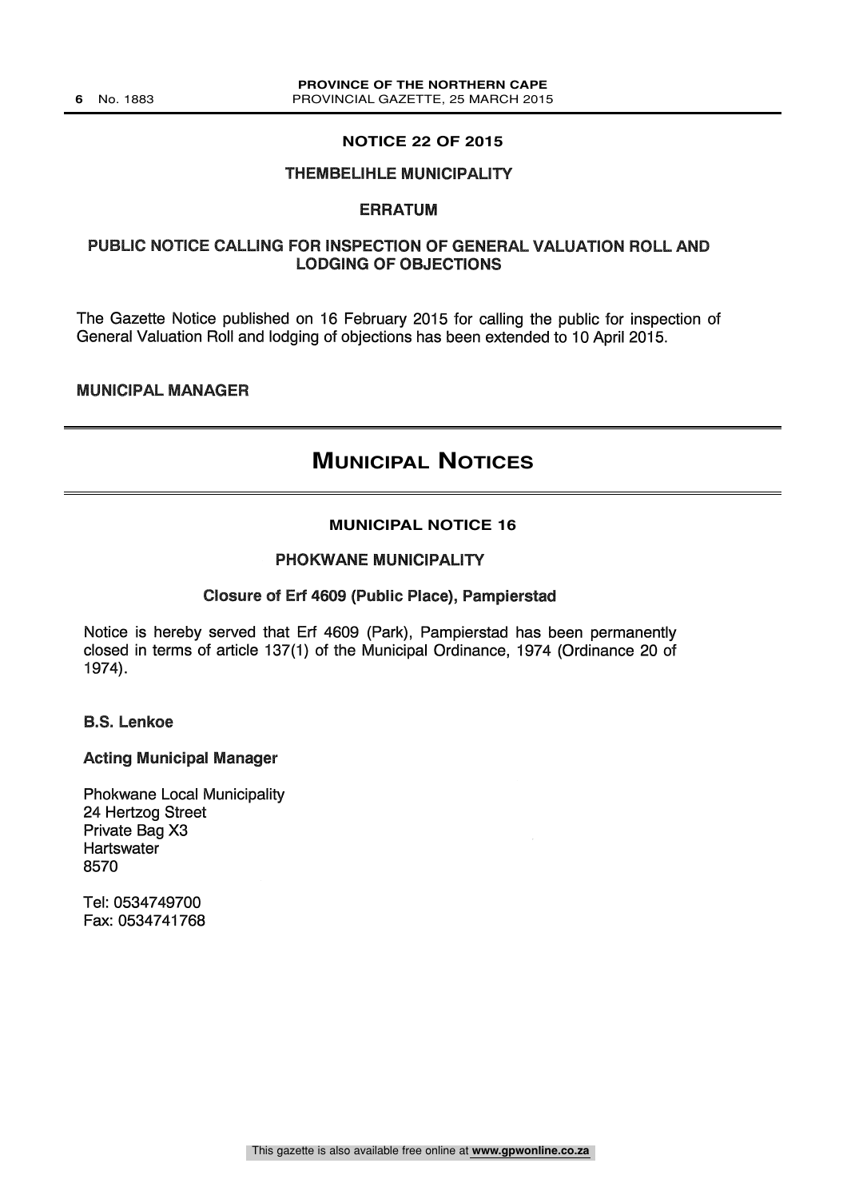## NOTICE 22 OF 2015

### THEMBELIHLE MUNICIPALITY

### ERRATUM

### PUBLIC NOTICE CALLING FOR INSPECTION OF GENERAL VALUATION ROLL AND LODGING OF OBJECTIONS

The Gazette Notice published on 16 February 2015 for calling the public for inspection of General Valuation Roll and lodging of objections has been extended to 10 April 2015.

**MUNICIPAL MANAGER**

# MUNICIPAL NOTICES

## MUNICIPAL NOTICE 16

### PHOKWANE MUNICIPALITY

### Closure of Erf 4609 (Public Place), Pampierstad

Notice is hereby served that Erf 4609 (Park), Pampierstad has been permanently closed in terms of article 137(1) of the Municipal Ordinance, 1974 (Ordinance 20 of 1974).

**B.S. Lenkoe**

**Acting Municipal Manager**

Phokwane Local Municipality
24 Hertzog Street
Private Bag X3
Hartswater
8570

Tel: 0534749700
Fax: 0534741768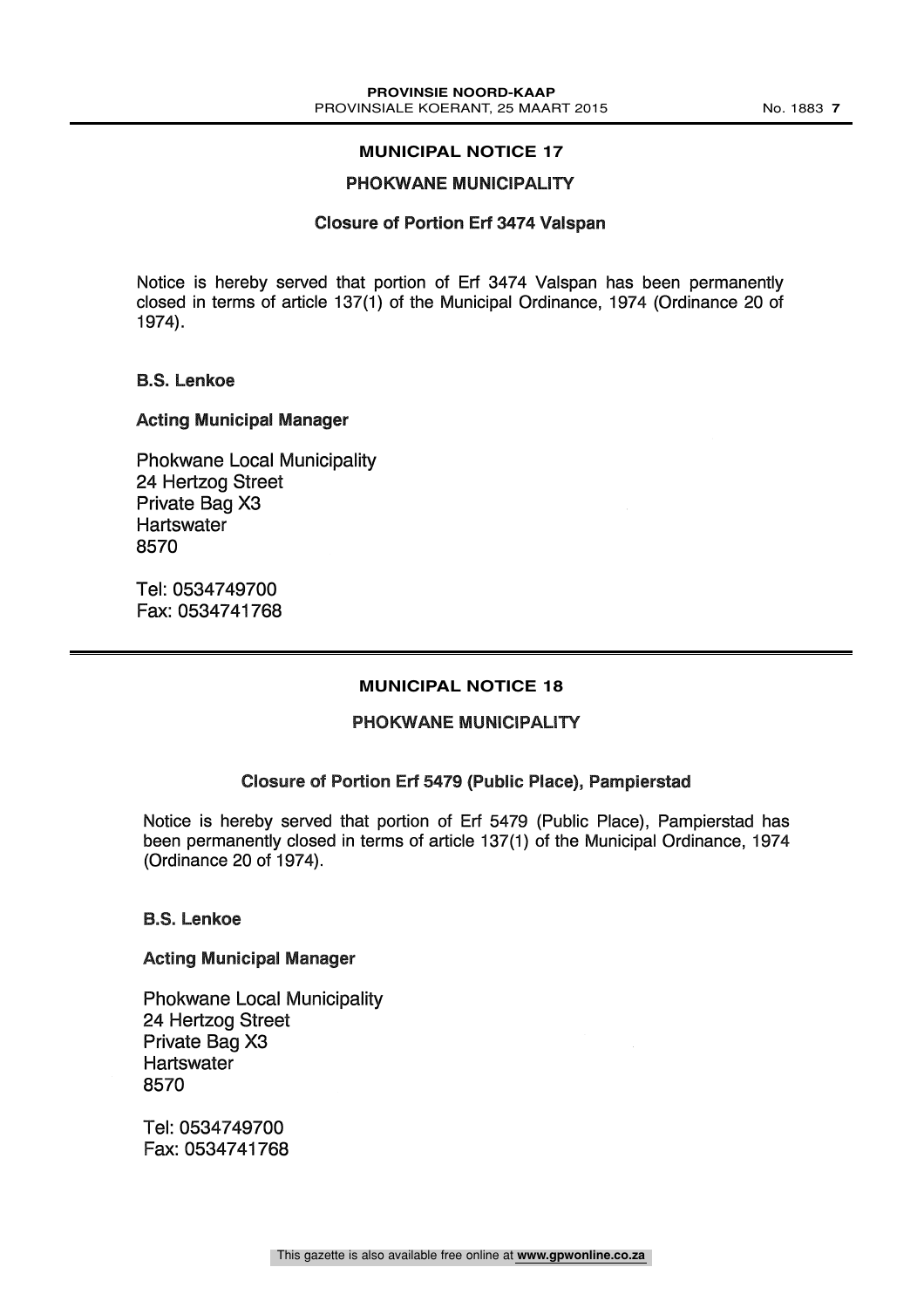## MUNICIPAL NOTICE 17

### PHOKWANE MUNICIPALITY

#### Closure of Portion Erf 3474 Valspan

Notice is hereby served that portion of Erf 3474 Valspan has been permanently closed in terms of article 137(1) of the Municipal Ordinance, 1974 (Ordinance 20 of 1974).

**B.S. Lenkoe**

**Acting Municipal Manager**

Phokwane Local Municipality
24 Hertzog Street
Private Bag X3
Hartswater
8570

Tel: 0534749700
Fax: 0534741768

---

## MUNICIPAL NOTICE 18

### PHOKWANE MUNICIPALITY

#### Closure of Portion Erf 5479 (Public Place), Pampierstad

Notice is hereby served that portion of Erf 5479 (Public Place), Pampierstad has been permanently closed in terms of article 137(1) of the Municipal Ordinance, 1974 (Ordinance 20 of 1974).

**B.S. Lenkoe**

**Acting Municipal Manager**

Phokwane Local Municipality
24 Hertzog Street
Private Bag X3
Hartswater
8570

Tel: 0534749700
Fax: 0534741768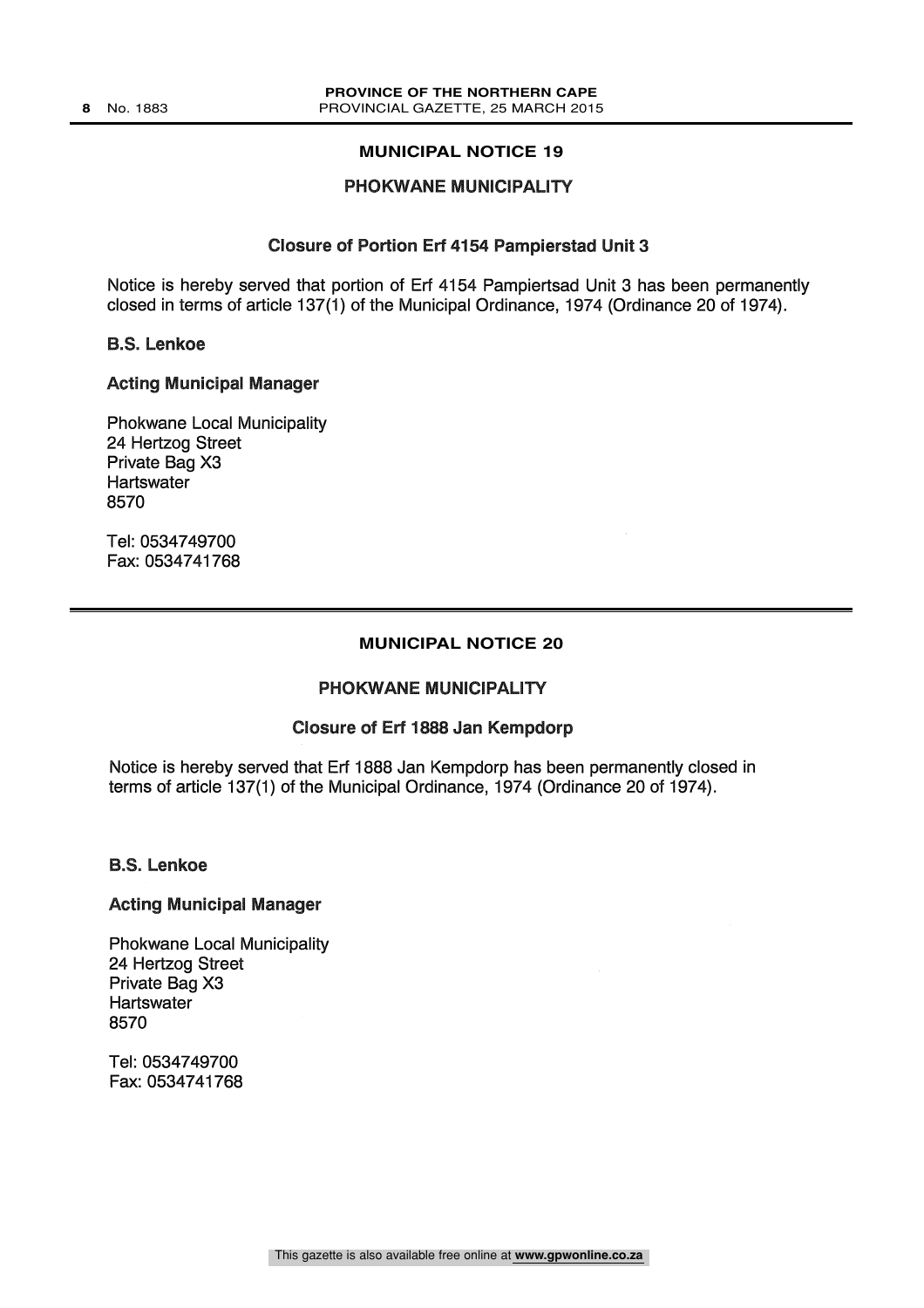## MUNICIPAL NOTICE 19

### PHOKWANE MUNICIPALITY

### Closure of Portion Erf 4154 Pampierstad Unit 3

Notice is hereby served that portion of Erf 4154 Pampiertsad Unit 3 has been permanently closed in terms of article 137(1) of the Municipal Ordinance, 1974 (Ordinance 20 of 1974).

**B.S. Lenkoe**

**Acting Municipal Manager**

Phokwane Local Municipality
24 Hertzog Street
Private Bag X3
Hartswater
8570

Tel: 0534749700
Fax: 0534741768

---

## MUNICIPAL NOTICE 20

### PHOKWANE MUNICIPALITY

### Closure of Erf 1888 Jan Kempdorp

Notice is hereby served that Erf 1888 Jan Kempdorp has been permanently closed in terms of article 137(1) of the Municipal Ordinance, 1974 (Ordinance 20 of 1974).

**B.S. Lenkoe**

**Acting Municipal Manager**

Phokwane Local Municipality
24 Hertzog Street
Private Bag X3
Hartswater
8570

Tel: 0534749700
Fax: 0534741768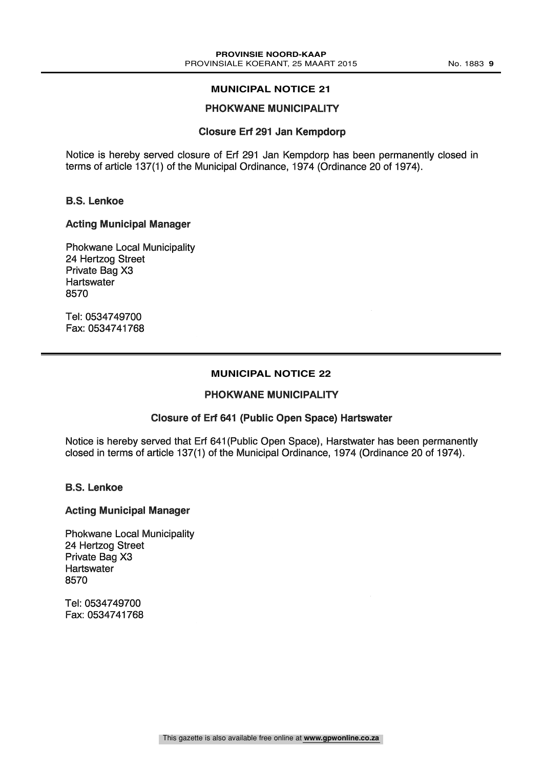## MUNICIPAL NOTICE 21

### PHOKWANE MUNICIPALITY

### Closure Erf 291 Jan Kempdorp

Notice is hereby served closure of Erf 291 Jan Kempdorp has been permanently closed in terms of article 137(1) of the Municipal Ordinance, 1974 (Ordinance 20 of 1974).

**B.S. Lenkoe**

**Acting Municipal Manager**

Phokwane Local Municipality
24 Hertzog Street
Private Bag X3
Hartswater
8570

Tel: 0534749700
Fax: 0534741768

---

## MUNICIPAL NOTICE 22

### PHOKWANE MUNICIPALITY

### Closure of Erf 641 (Public Open Space) Hartswater

Notice is hereby served that Erf 641(Public Open Space), Harstwater has been permanently closed in terms of article 137(1) of the Municipal Ordinance, 1974 (Ordinance 20 of 1974).

**B.S. Lenkoe**

**Acting Municipal Manager**

Phokwane Local Municipality
24 Hertzog Street
Private Bag X3
Hartswater
8570

Tel: 0534749700
Fax: 0534741768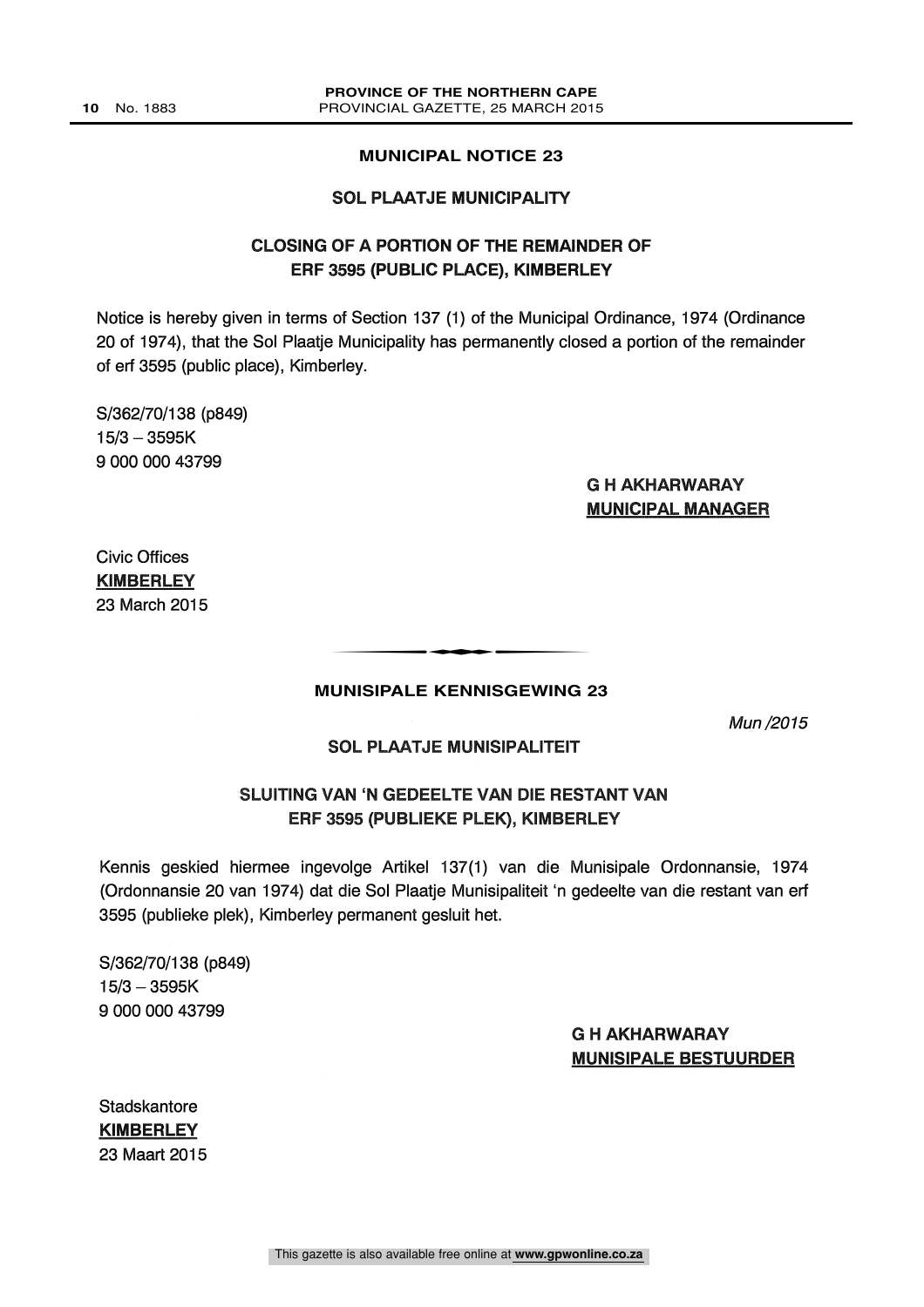## MUNICIPAL NOTICE 23

### SOL PLAATJE MUNICIPALITY

### CLOSING OF A PORTION OF THE REMAINDER OF ERF 3595 (PUBLIC PLACE), KIMBERLEY

Notice is hereby given in terms of Section 137 (1) of the Municipal Ordinance, 1974 (Ordinance 20 of 1974), that the Sol Plaatje Municipality has permanently closed a portion of the remainder of erf 3595 (public place), Kimberley.

S/362/70/138 (p849)
15/3 – 3595K
9 000 000 43799

**G H AKHARWARAY**
**MUNICIPAL MANAGER**

Civic Offices
**KIMBERLEY**
23 March 2015

---

## MUNISIPALE KENNISGEWING 23

*Mun /2015*

### SOL PLAATJE MUNISIPALITEIT

### SLUITING VAN 'N GEDEELTE VAN DIE RESTANT VAN ERF 3595 (PUBLIEKE PLEK), KIMBERLEY

Kennis geskied hiermee ingevolge Artikel 137(1) van die Munisipale Ordonnansie, 1974 (Ordonnansie 20 van 1974) dat die Sol Plaatje Munisipaliteit 'n gedeelte van die restant van erf 3595 (publieke plek), Kimberley permanent gesluit het.

S/362/70/138 (p849)
15/3 – 3595K
9 000 000 43799

**G H AKHARWARAY**
**MUNISIPALE BESTUURDER**

Stadskantore
**KIMBERLEY**
23 Maart 2015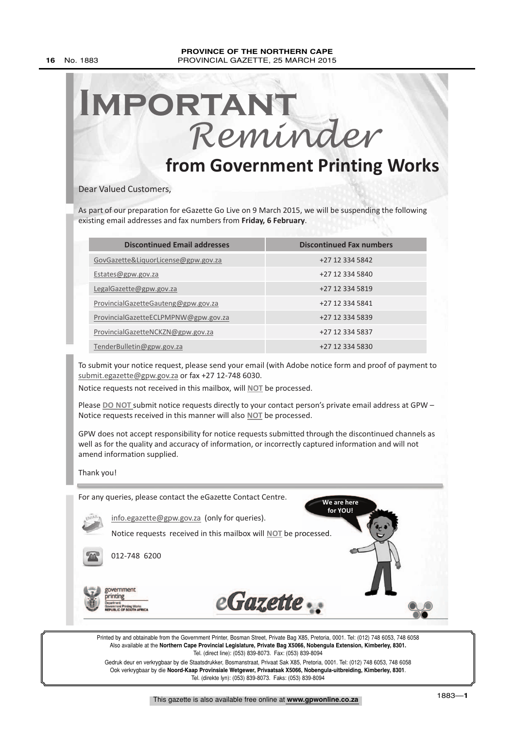# IMPORTANT *Reminder*

## from Government Printing Works

Dear Valued Customers,

As part of our preparation for eGazette Go Live on 9 March 2015, we will be suspending the following existing email addresses and fax numbers from **Friday, 6 February**.

| Discontinued Email addresses | Discontinued Fax numbers |
|---|---|
| GovGazette&LiquorLicense@gpw.gov.za | +27 12 334 5842 |
| Estates@gpw.gov.za | +27 12 334 5840 |
| LegalGazette@gpw.gov.za | +27 12 334 5819 |
| ProvincialGazetteGauteng@gpw.gov.za | +27 12 334 5841 |
| ProvincialGazetteECLPMPNW@gpw.gov.za | +27 12 334 5839 |
| ProvincialGazetteNCKZN@gpw.gov.za | +27 12 334 5837 |
| TenderBulletin@gpw.gov.za | +27 12 334 5830 |

To submit your notice request, please send your email (with Adobe notice form and proof of payment to submit.egazette@gpw.gov.za or fax +27 12-748 6030.

Notice requests not received in this mailbox, will **NOT** be processed.

Please **DO NOT** submit notice requests directly to your contact person's private email address at GPW – Notice requests received in this manner will also **NOT** be processed.

GPW does not accept responsibility for notice requests submitted through the discontinued channels as well as for the quality and accuracy of information, or incorrectly captured information and will not amend information supplied.

Thank you!

For any queries, please contact the eGazette Contact Centre.

We are here for YOU!

info.egazette@gpw.gov.za (only for queries).

Notice requests received in this mailbox will **NOT** be processed.

012-748 6200

government printing
Department: Government Printing Works
REPUBLIC OF SOUTH AFRICA

eGazette

Printed by and obtainable from the Government Printer, Bosman Street, Private Bag X85, Pretoria, 0001. Tel: (012) 748 6053, 748 6058
Also available at the **Northern Cape Provincial Legislature, Private Bag X5066, Nobengula Extension, Kimberley, 8301.**
Tel. (direct line): (053) 839-8073. Fax: (053) 839-8094

Gedruk deur en verkrygbaar by die Staatsdrukker, Bosmanstraat, Privaat Sak X85, Pretoria, 0001. Tel: (012) 748 6053, 748 6058
Ook verkrygbaar by die **Noord-Kaap Provinsiale Wetgewer, Privaatsak X5066, Nobengula-uitbreiding, Kimberley, 8301**.
Tel. (direkte lyn): (053) 839-8073. Faks: (053) 839-8094

This gazette is also available free online at **www.gpwonline.co.za**